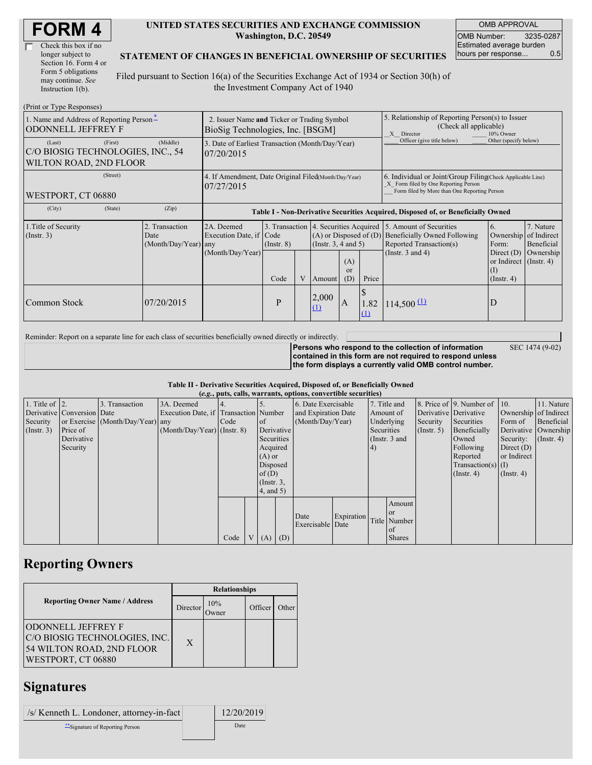# FORM 4

☐ Check this box if no longer subject to Section 16. Form 4 or Form 5 obligations may continue. *See* Instruction 1(b).

**UNITED STATES SECURITIES AND EXCHANGE COMMISSION**
**Washington, D.C. 20549**

**STATEMENT OF CHANGES IN BENEFICIAL OWNERSHIP OF SECURITIES**

Filed pursuant to Section 16(a) of the Securities Exchange Act of 1934 or Section 30(h) of the Investment Company Act of 1940

| OMB APPROVAL | |
|---|---|
| OMB Number: | 3235-0287 |
| Estimated average burden hours per response... | 0.5 |

(Print or Type Responses)

| | | |
|---|---|---|
| 1. Name and Address of Reporting Person*<br>ODONNELL JEFFREY F | 2. Issuer Name **and** Ticker or Trading Symbol<br>BioSig Technologies, Inc. [BSGM] | 5. Relationship of Reporting Person(s) to Issuer (Check all applicable)<br>\_X\_\_ Director \_\_\_\_\_ 10% Owner<br>\_\_\_\_\_ Officer (give title below) \_\_\_\_\_ Other (specify below) |
| (Last) (First) (Middle)<br>C/O BIOSIG TECHNOLOGIES, INC., 54 WILTON ROAD, 2ND FLOOR | 3. Date of Earliest Transaction (Month/Day/Year)<br>07/20/2015 | |
| (Street)<br>WESTPORT, CT 06880 | 4. If Amendment, Date Original Filed(Month/Day/Year)<br>07/27/2015 | 6. Individual or Joint/Group Filing(Check Applicable Line)<br>\_X\_ Form filed by One Reporting Person<br>\_\_\_ Form filed by More than One Reporting Person |
| (City) (State) (Zip) | | |

**Table I - Non-Derivative Securities Acquired, Disposed of, or Beneficially Owned**

| 1.Title of Security (Instr. 3) | 2. Transaction Date (Month/Day/Year) | 2A. Deemed Execution Date, if any (Month/Day/Year) | 3. Transaction Code (Instr. 8) | | 4. Securities Acquired (A) or Disposed of (D) (Instr. 3, 4 and 5) | | | 5. Amount of Securities Beneficially Owned Following Reported Transaction(s) (Instr. 3 and 4) | 6. Ownership Form: Direct (D) or Indirect (I) (Instr. 4) | 7. Nature of Indirect Beneficial Ownership (Instr. 4) |
|---|---|---|---|---|---|---|---|---|---|---|
| | | | Code | V | Amount | (A) or (D) | Price | | | |
| Common Stock | 07/20/2015 | | P | | 2,000 (1) | A | $ 1.82 (1) | 114,500 (1) | D | |

Reminder: Report on a separate line for each class of securities beneficially owned directly or indirectly.

**Persons who respond to the collection of information contained in this form are not required to respond unless the form displays a currently valid OMB control number.** SEC 1474 (9-02)

**Table II - Derivative Securities Acquired, Disposed of, or Beneficially Owned**
**(*e.g.*, puts, calls, warrants, options, convertible securities)**

| 1. Title of Derivative Security (Instr. 3) | 2. Conversion or Exercise Price of Derivative Security | 3. Transaction Date (Month/Day/Year) | 3A. Deemed Execution Date, if any (Month/Day/Year) | 4. Transaction Code (Instr. 8) | | 5. Number of Derivative Securities Acquired (A) or Disposed of (D) (Instr. 3, 4, and 5) | | 6. Date Exercisable and Expiration Date (Month/Day/Year) | | 7. Title and Amount of Underlying Securities (Instr. 3 and 4) | | 8. Price of Derivative Security (Instr. 5) | 9. Number of Derivative Securities Beneficially Owned Following Reported Transaction(s) (Instr. 4) | 10. Ownership Form of Derivative Security: Direct (D) or Indirect (I) (Instr. 4) | 11. Nature of Indirect Beneficial Ownership (Instr. 4) |
|---|---|---|---|---|---|---|---|---|---|---|---|---|---|---|---|
| | | | | Code | V | (A) | (D) | Date Exercisable | Expiration Date | Title | Amount or Number of Shares | | | | |

## Reporting Owners

| Reporting Owner Name / Address | Relationships | | | |
|---|---|---|---|---|
| | Director | 10% Owner | Officer | Other |
| ODONNELL JEFFREY F<br>C/O BIOSIG TECHNOLOGIES, INC.<br>54 WILTON ROAD, 2ND FLOOR<br>WESTPORT, CT 06880 | X | | | |

## Signatures

| /s/ Kenneth L. Londoner, attorney-in-fact | 12/20/2019 |
|---|---|
| **Signature of Reporting Person | Date |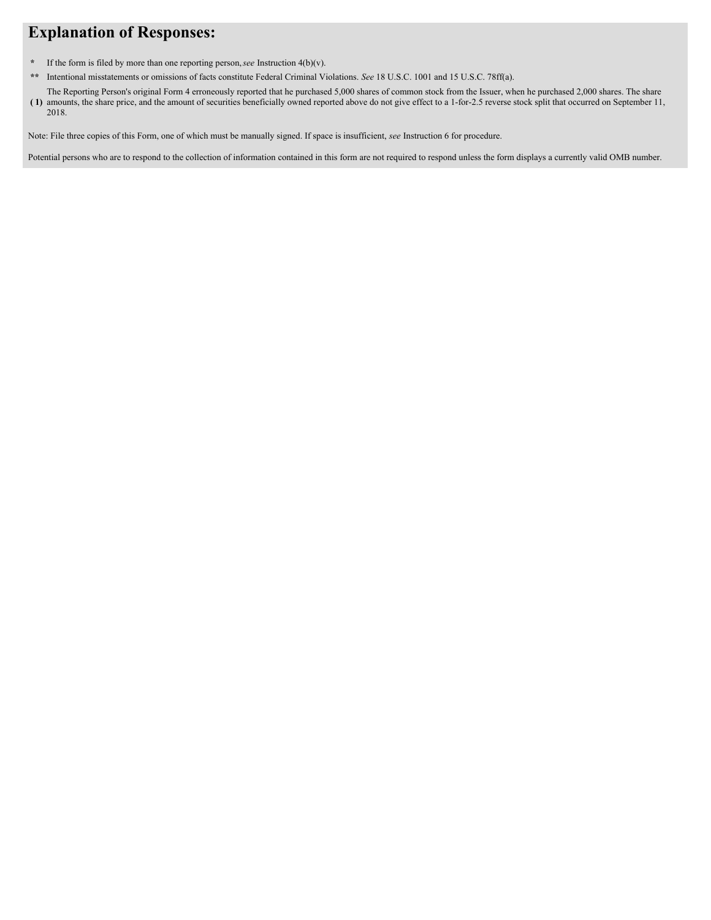# Explanation of Responses:

- `*` If the form is filed by more than one reporting person, *see* Instruction 4(b)(v).
- `**` Intentional misstatements or omissions of facts constitute Federal Criminal Violations. *See* 18 U.S.C. 1001 and 15 U.S.C. 78ff(a).
- **( 1)** The Reporting Person's original Form 4 erroneously reported that he purchased 5,000 shares of common stock from the Issuer, when he purchased 2,000 shares. The share amounts, the share price, and the amount of securities beneficially owned reported above do not give effect to a 1-for-2.5 reverse stock split that occurred on September 11, 2018.

Note: File three copies of this Form, one of which must be manually signed. If space is insufficient, *see* Instruction 6 for procedure.

Potential persons who are to respond to the collection of information contained in this form are not required to respond unless the form displays a currently valid OMB number.